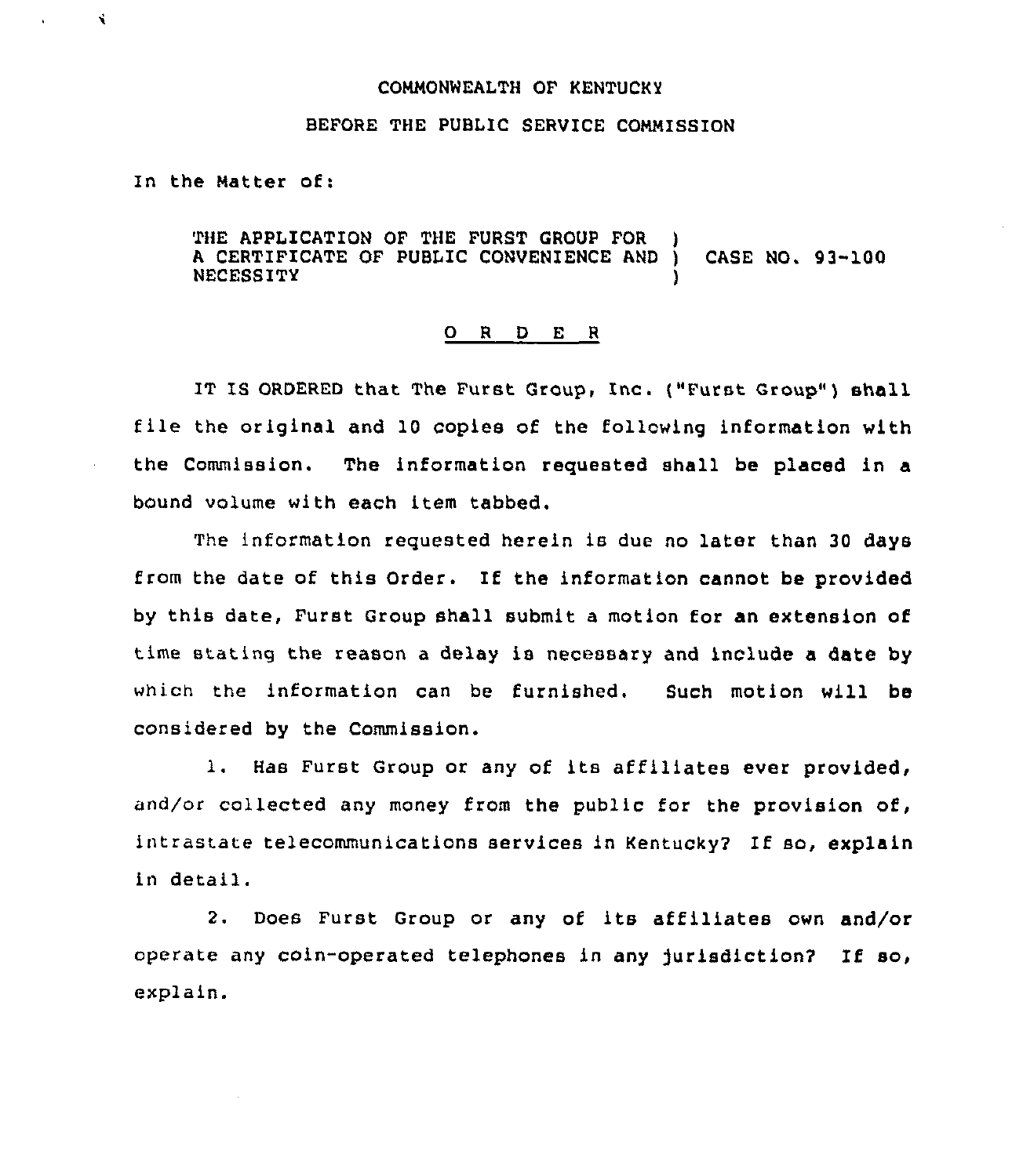COMMONWEALTH OF KENTUCKY

BEFORE THE PUBLIC SERVICE COMMISSION

In the Matter of:

THE APPLICATION OF THE FURST GROUP FOR A CERTIFICATE OF PUBLIC CONVENIENCE AND NECESSITY ) CASE NO. 93-100

## O R D E R

IT IS ORDERED that The Furst Group, Inc. ("Furst Group") shall file the original and 10 copies of the following information with the Commission. The information requested shall be placed in a bound volume with each item tabbed.

The information requested herein is due no later than 30 days from the date of this Order. If the information cannot be provided by this date, Furst Group shall submit a motion for an extension of time stating the reason a delay is necessary and include a date by which the information can be furnished. Such motion will be considered by the Commission.

1. Has Furst Group or any of its affiliates ever provided, and/or collected any money from the public for the provision of, intrastate telecommunications services in Kentucky? If so, explain in detail.

2. Does Furst Group or any of its affiliates own and/or operate any coin-operated telephones in any jurisdiction? If so, explain.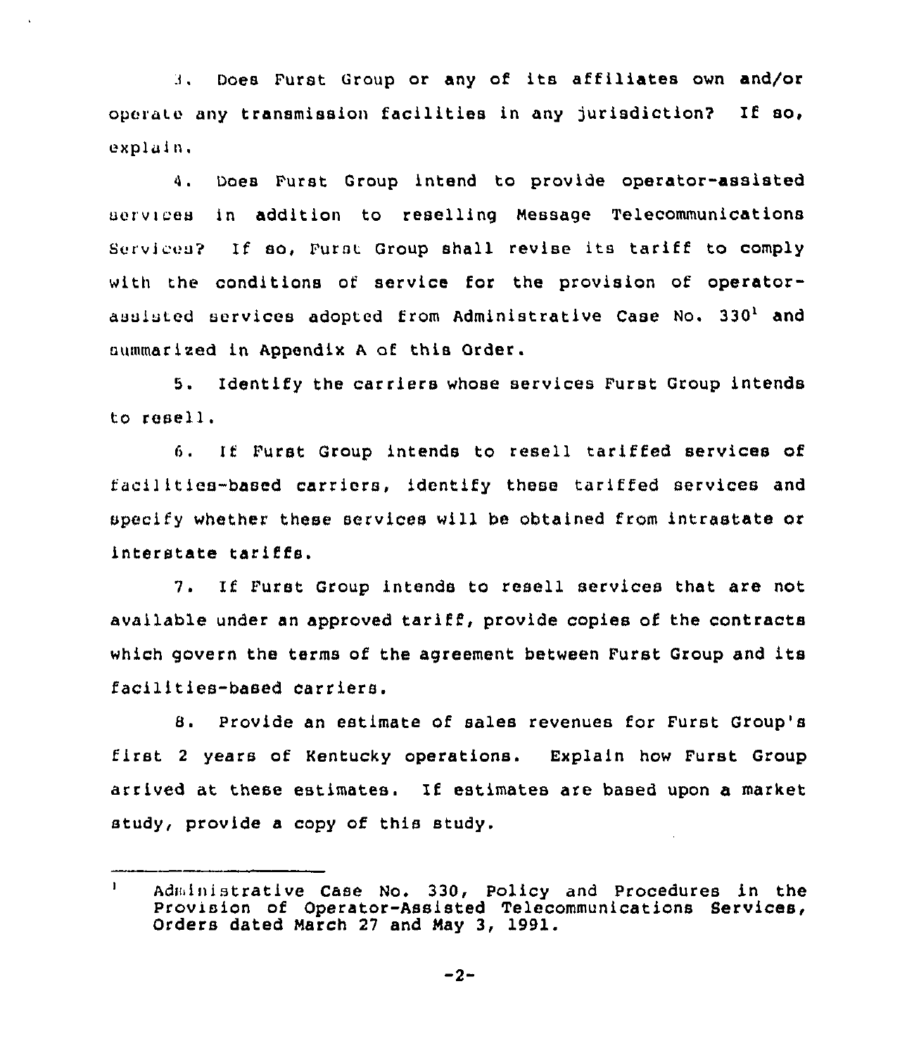3. Does Furst Group or any of its affiliates own and/or operate any transmission facilities in any jurisdiction? If so, explain.

4. Does Furst Group intend to provide operator-assisted services in addition to reselling Message Telecommunications Services? If so, Furst Group shall revise its tariff to comply with the conditions of service for the provision of operator-assisted services adopted from Administrative Case No. 330[1] and summarized in Appendix A of this Order.

5. Identify the carriers whose services Furst Group intends to resell.

6. If Furst Group intends to resell tariffed services of facilities-based carriers, identify these tariffed services and specify whether these services will be obtained from intrastate or interstate tariffs.

7. If Furst Group intends to resell services that are not available under an approved tariff, provide copies of the contracts which govern the terms of the agreement between Furst Group and its facilities-based carriers.

8. Provide an estimate of sales revenues for Furst Group's first 2 years of Kentucky operations. Explain how Furst Group arrived at these estimates. If estimates are based upon a market study, provide a copy of this study.

---

[1] Administrative Case No. 330, Policy and Procedures in the Provision of Operator-Assisted Telecommunications Services, Orders dated March 27 and May 3, 1991.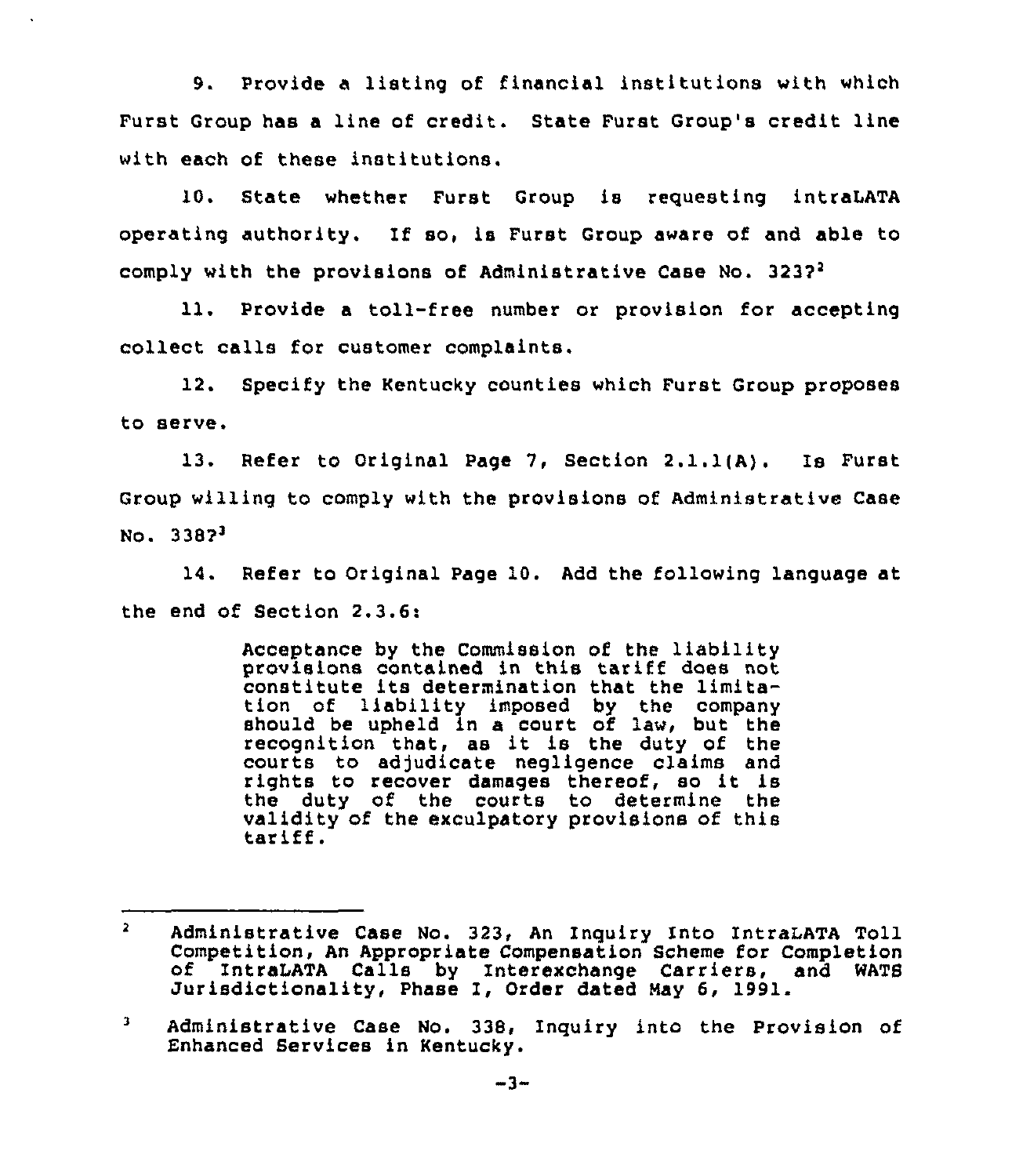9. Provide a listing of financial institutions with which Furst Group has a line of credit. State Furst Group's credit line with each of these institutions.

10. State whether Furst Group is requesting intraLATA operating authority. If so, is Furst Group aware of and able to comply with the provisions of Administrative Case No. 323?[2]

11. Provide a toll-free number or provision for accepting collect calls for customer complaints.

12. Specify the Kentucky counties which Furst Group proposes to serve.

13. Refer to Original Page 7, Section 2.1.1(A). Is Furst Group willing to comply with the provisions of Administrative Case No. 338?[3]

14. Refer to Original Page 10. Add the following language at the end of Section 2.3.6:

> Acceptance by the Commission of the liability provisions contained in this tariff does not constitute its determination that the limitation of liability imposed by the company should be upheld in a court of law, but the recognition that, as it is the duty of the courts to adjudicate negligence claims and rights to recover damages thereof, so it is the duty of the courts to determine the validity of the exculpatory provisions of this tariff.

---

[2] Administrative Case No. 323, An Inquiry Into IntraLATA Toll Competition, An Appropriate Compensation Scheme for Completion of IntraLATA Calls by Interexchange Carriers, and WATS Jurisdictionality, Phase I, Order dated May 6, 1991.

[3] Administrative Case No. 338, Inquiry into the Provision of Enhanced Services in Kentucky.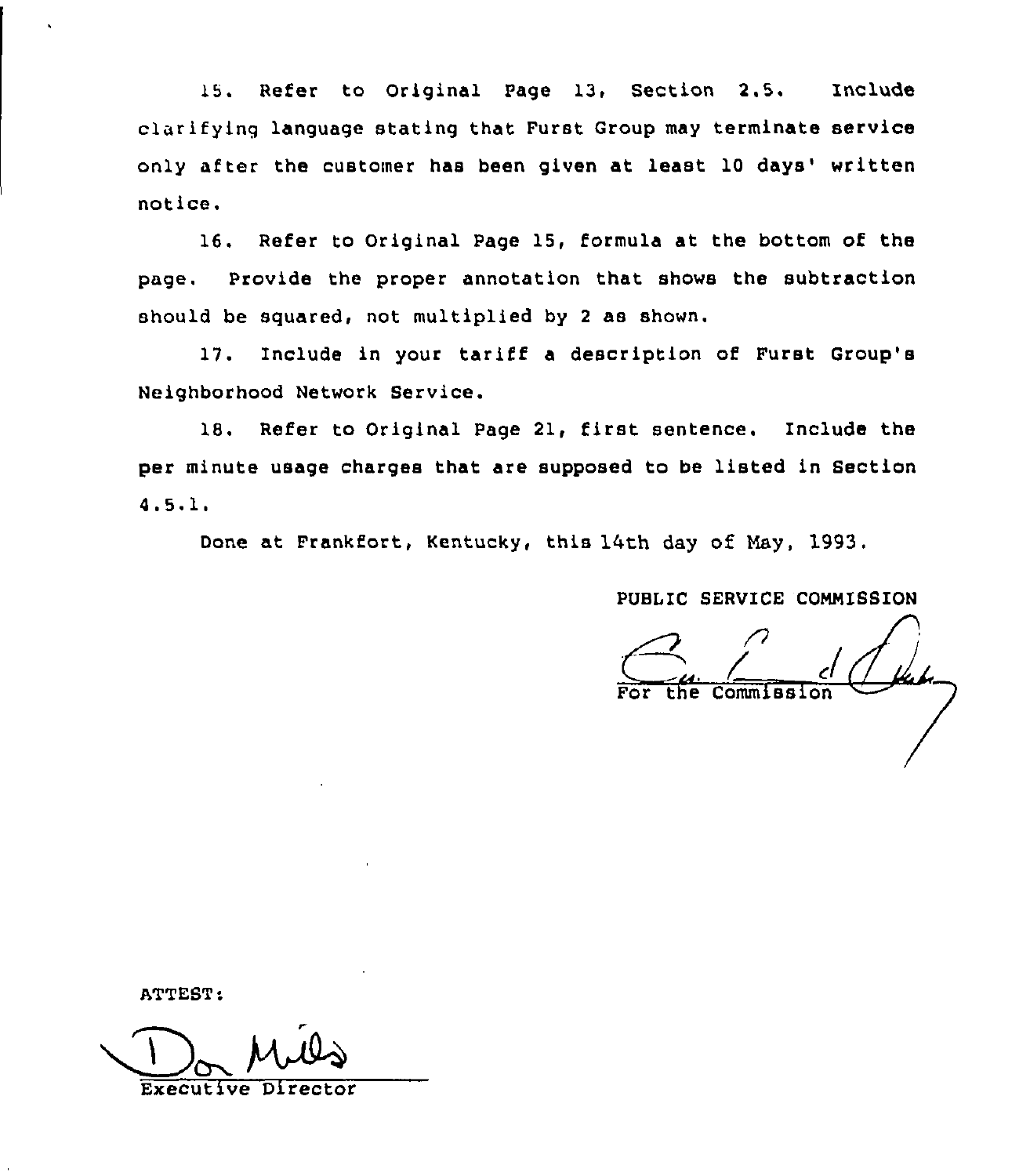15. Refer to Original Page 13, Section 2.5. Include clarifying language stating that Furst Group may terminate service only after the customer has been given at least 10 days' written notice.

16. Refer to Original Page 15, formula at the bottom of the page. Provide the proper annotation that shows the subtraction should be squared, not multiplied by 2 as shown.

17. Include in your tariff a description of Furst Group's Neighborhood Network Service.

18. Refer to Original Page 21, first sentence. Include the per minute usage charges that are supposed to be listed in Section 4.5.1.

Done at Frankfort, Kentucky, this 14th day of May, 1993.

PUBLIC SERVICE COMMISSION

For the Commission

ATTEST:

Executive Director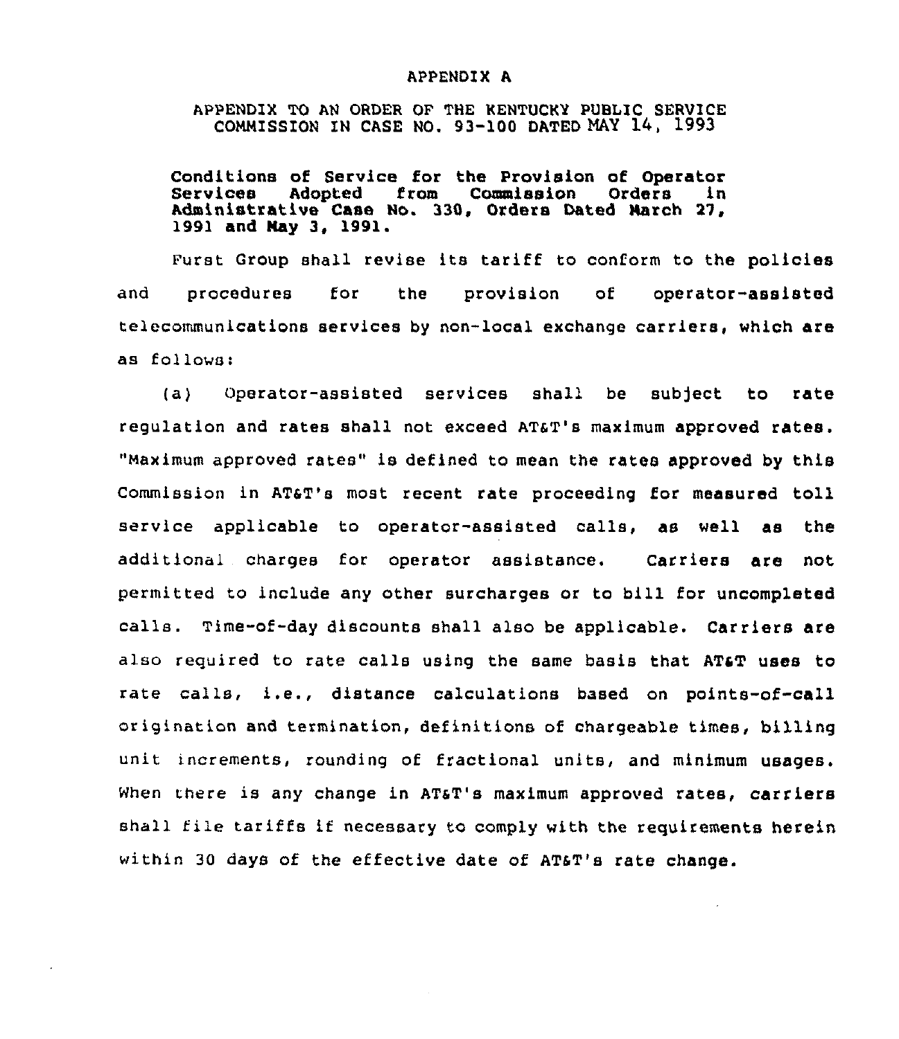# APPENDIX A

## APPENDIX TO AN ORDER OF THE KENTUCKY PUBLIC SERVICE COMMISSION IN CASE NO. 93-100 DATED MAY 14, 1993

**Conditions of Service for the Provision of Operator Services Adopted from Commission Orders in Administrative Case No. 330, Orders Dated March 27, 1991 and May 3, 1991.**

Furst Group shall revise its tariff to conform to the policies and procedures for the provision of operator-assisted telecommunications services by non-local exchange carriers, which are as follows:

(a) Operator-assisted services shall be subject to rate regulation and rates shall not exceed AT&T's maximum approved rates. "Maximum approved rates" is defined to mean the rates approved by this Commission in AT&T's most recent rate proceeding for measured toll service applicable to operator-assisted calls, as well as the additional charges for operator assistance. Carriers are not permitted to include any other surcharges or to bill for uncompleted calls. Time-of-day discounts shall also be applicable. Carriers are also required to rate calls using the same basis that AT&T uses to rate calls, i.e., distance calculations based on points-of-call origination and termination, definitions of chargeable times, billing unit increments, rounding of fractional units, and minimum usages. When there is any change in AT&T's maximum approved rates, carriers shall file tariffs if necessary to comply with the requirements herein within 30 days of the effective date of AT&T's rate change.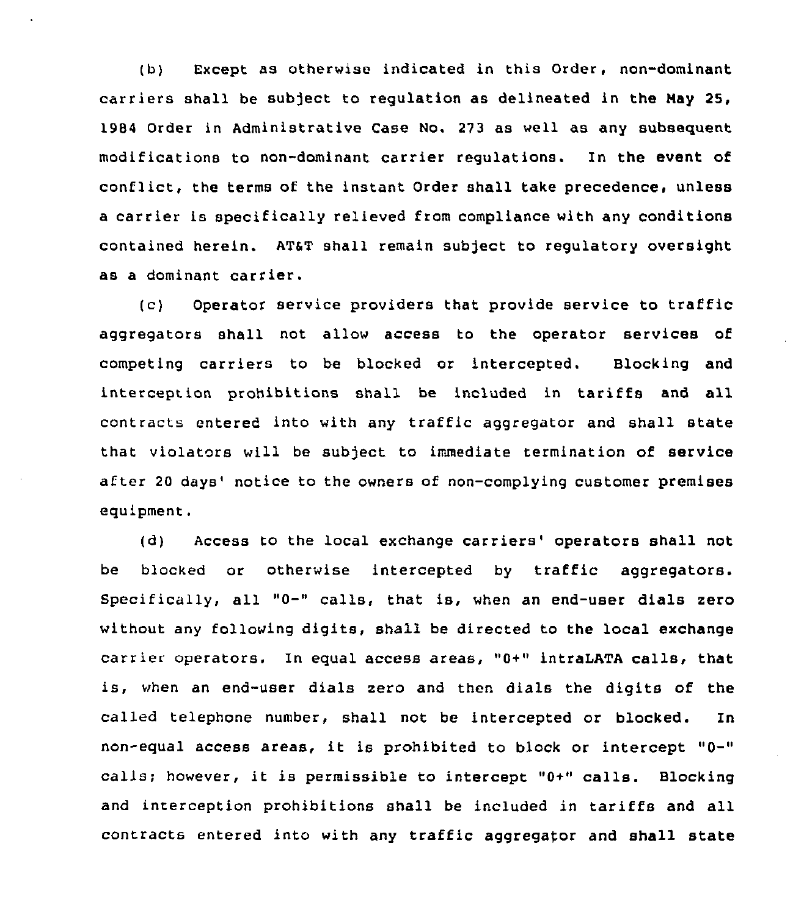(b) Except as otherwise indicated in this Order, non-dominant carriers shall be subject to regulation as delineated in the May 25, 1984 Order in Administrative Case No. 273 as well as any subsequent modifications to non-dominant carrier regulations. In the event of conflict, the terms of the instant Order shall take precedence, unless a carrier is specifically relieved from compliance with any conditions contained herein. AT&T shall remain subject to regulatory oversight as a dominant carrier.

(c) Operator service providers that provide service to traffic aggregators shall not allow access to the operator services of competing carriers to be blocked or intercepted. Blocking and interception prohibitions shall be included in tariffs and all contracts entered into with any traffic aggregator and shall state that violators will be subject to immediate termination of service after 20 days' notice to the owners of non-complying customer premises equipment.

(d) Access to the local exchange carriers' operators shall not be blocked or otherwise intercepted by traffic aggregators. Specifically, all "0-" calls, that is, when an end-user dials zero without any following digits, shall be directed to the local exchange carrier operators. In equal access areas, "0+" intraLATA calls, that is, when an end-user dials zero and then dials the digits of the called telephone number, shall not be intercepted or blocked. In non-equal access areas, it is prohibited to block or intercept "0-" calls; however, it is permissible to intercept "0+" calls. Blocking and interception prohibitions shall be included in tariffs and all contracts entered into with any traffic aggregator and shall state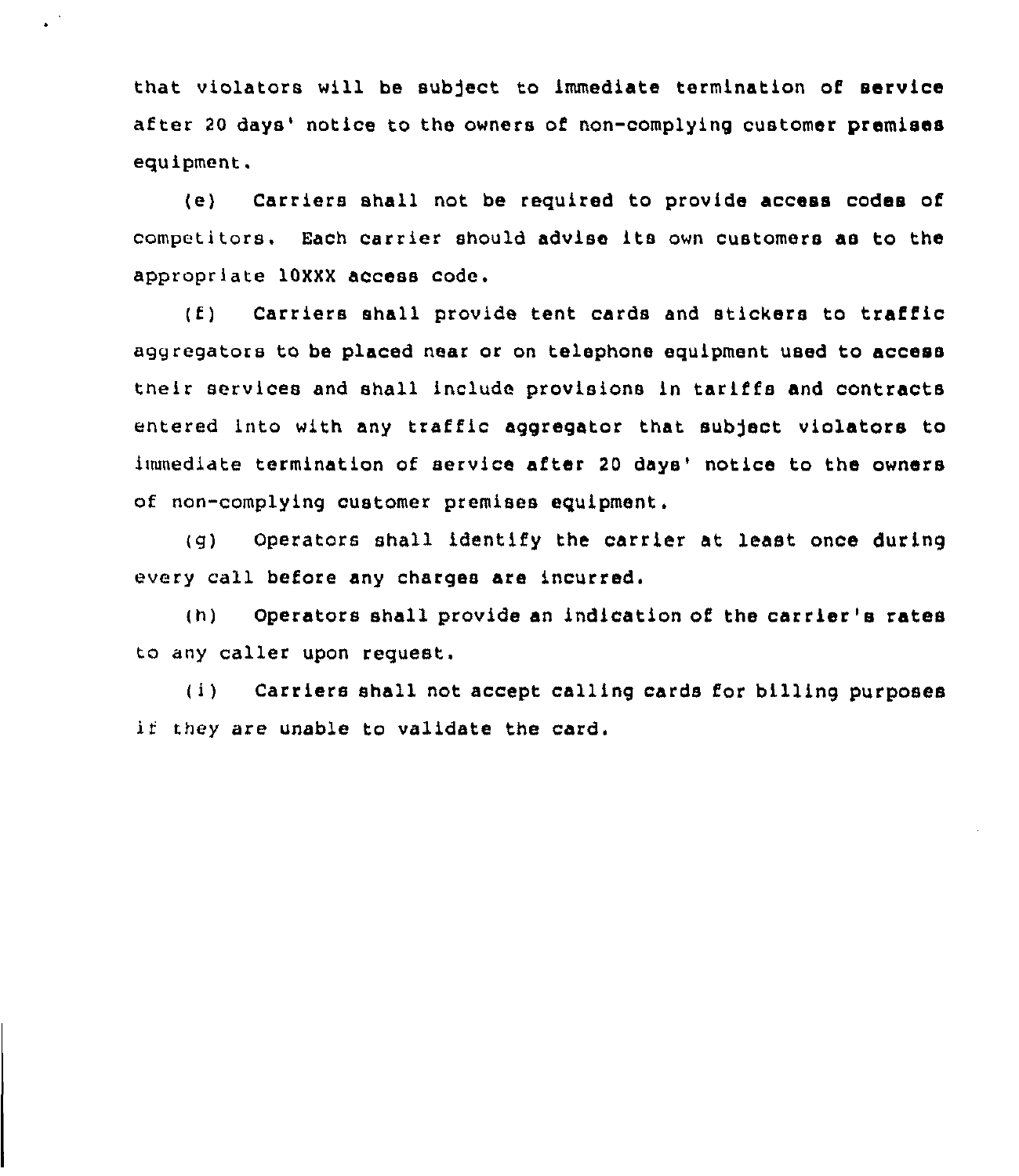that violators will be subject to immediate termination of service after 20 days' notice to the owners of non-complying customer premises equipment.

(e) Carriers shall not be required to provide access codes of competitors. Each carrier should advise its own customers as to the appropriate 10XXX access code.

(f) Carriers shall provide tent cards and stickers to traffic aggregators to be placed near or on telephone equipment used to access their services and shall include provisions in tariffs and contracts entered into with any traffic aggregator that subject violators to immediate termination of service after 20 days' notice to the owners of non-complying customer premises equipment.

(g) Operators shall identify the carrier at least once during every call before any charges are incurred.

(h) Operators shall provide an indication of the carrier's rates to any caller upon request.

(i) Carriers shall not accept calling cards for billing purposes if they are unable to validate the card.